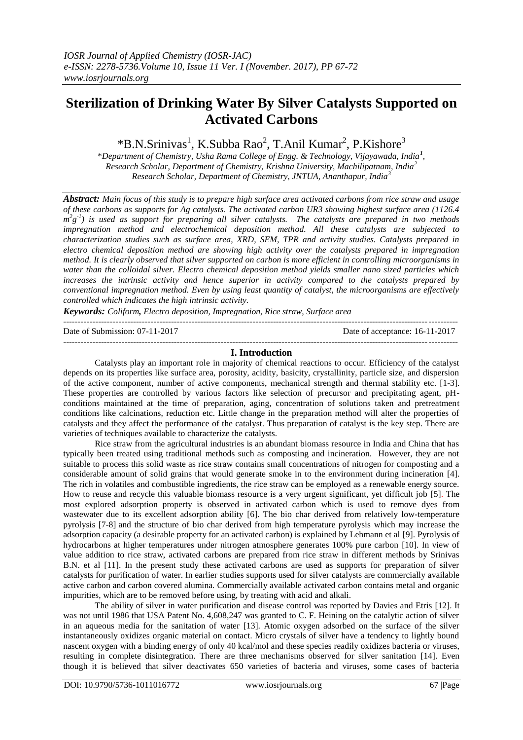# Sterilization of Drinking Water By Silver Catalysts Supported on Activated Carbons

*B.N.Srinivas[1], K.Subba Rao[2], T.Anil Kumar[2], P.Kishore[3]

*\*Department of Chemistry, Usha Rama College of Engg. & Technology, Vijayawada, India[1],*
*Research Scholar, Department of Chemistry, Krishna University, Machilipatnam, India[2]*
*Research Scholar, Department of Chemistry, JNTUA, Ananthapur, India[3]*

***Abstract:*** *Main focus of this study is to prepare high surface area activated carbons from rice straw and usage of these carbons as supports for Ag catalysts. The activated carbon UR3 showing highest surface area (1126.4 $m^2g^{-1}$) is used as support for preparing all silver catalysts. The catalysts are prepared in two methods impregnation method and electrochemical deposition method. All these catalysts are subjected to characterization studies such as surface area, XRD, SEM, TPR and activity studies. Catalysts prepared in electro chemical deposition method are showing high activity over the catalysts prepared in impregnation method. It is clearly observed that silver supported on carbon is more efficient in controlling microorganisms in water than the colloidal silver. Electro chemical deposition method yields smaller nano sized particles which increases the intrinsic activity and hence superior in activity compared to the catalysts prepared by conventional impregnation method. Even by using least quantity of catalyst, the microorganisms are effectively controlled which indicates the high intrinsic activity.*

***Keywords:*** *Coliform, Electro deposition, Impregnation, Rice straw, Surface area*

---

Date of Submission: 07-11-2017 | Date of acceptance: 16-11-2017

---

## I. Introduction

Catalysts play an important role in majority of chemical reactions to occur. Efficiency of the catalyst depends on its properties like surface area, porosity, acidity, basicity, crystallinity, particle size, and dispersion of the active component, number of active components, mechanical strength and thermal stability etc. [1-3]. These properties are controlled by various factors like selection of precursor and precipitating agent, pH-conditions maintained at the time of preparation, aging, concentration of solutions taken and pretreatment conditions like calcinations, reduction etc. Little change in the preparation method will alter the properties of catalysts and they affect the performance of the catalyst. Thus preparation of catalyst is the key step. There are varieties of techniques available to characterize the catalysts.

Rice straw from the agricultural industries is an abundant biomass resource in India and China that has typically been treated using traditional methods such as composting and incineration. However, they are not suitable to process this solid waste as rice straw contains small concentrations of nitrogen for composting and a considerable amount of solid grains that would generate smoke in to the environment during incineration [4]. The rich in volatiles and combustible ingredients, the rice straw can be employed as a renewable energy source. How to reuse and recycle this valuable biomass resource is a very urgent significant, yet difficult job [5]. The most explored adsorption property is observed in activated carbon which is used to remove dyes from wastewater due to its excellent adsorption ability [6]. The bio char derived from relatively low-temperature pyrolysis [7-8] and the structure of bio char derived from high temperature pyrolysis which may increase the adsorption capacity (a desirable property for an activated carbon) is explained by Lehmann et al [9]. Pyrolysis of hydrocarbons at higher temperatures under nitrogen atmosphere generates 100% pure carbon [10]. In view of value addition to rice straw, activated carbons are prepared from rice straw in different methods by Srinivas B.N. et al [11]. In the present study these activated carbons are used as supports for preparation of silver catalysts for purification of water. In earlier studies supports used for silver catalysts are commercially available active carbon and carbon covered alumina. Commercially available activated carbon contains metal and organic impurities, which are to be removed before using, by treating with acid and alkali.

The ability of silver in water purification and disease control was reported by Davies and Etris [12]. It was not until 1986 that USA Patent No. 4,608,247 was granted to C. F. Heining on the catalytic action of silver in an aqueous media for the sanitation of water [13]. Atomic oxygen adsorbed on the surface of the silver instantaneously oxidizes organic material on contact. Micro crystals of silver have a tendency to lightly bound nascent oxygen with a binding energy of only 40 kcal/mol and these species readily oxidizes bacteria or viruses, resulting in complete disintegration. There are three mechanisms observed for silver sanitation [14]. Even though it is believed that silver deactivates 650 varieties of bacteria and viruses, some cases of bacteria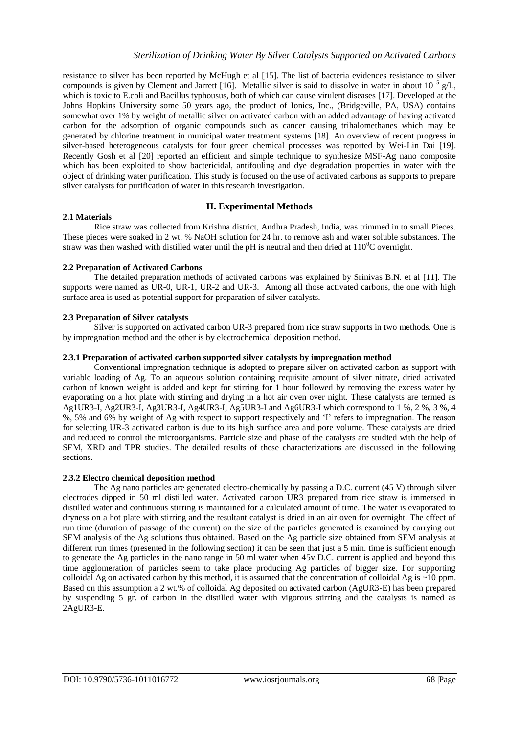resistance to silver has been reported by McHugh et al [15]. The list of bacteria evidences resistance to silver compounds is given by Clement and Jarrett [16]. Metallic silver is said to dissolve in water in about $10^{-5}$ g/L, which is toxic to E.coli and Bacillus typhousus, both of which can cause virulent diseases [17]. Developed at the Johns Hopkins University some 50 years ago, the product of Ionics, Inc., (Bridgeville, PA, USA) contains somewhat over 1% by weight of metallic silver on activated carbon with an added advantage of having activated carbon for the adsorption of organic compounds such as cancer causing trihalomethanes which may be generated by chlorine treatment in municipal water treatment systems [18]. An overview of recent progress in silver-based heterogeneous catalysts for four green chemical processes was reported by Wei-Lin Dai [19]. Recently Gosh et al [20] reported an efficient and simple technique to synthesize MSF-Ag nano composite which has been exploited to show bactericidal, antifouling and dye degradation properties in water with the object of drinking water purification. This study is focused on the use of activated carbons as supports to prepare silver catalysts for purification of water in this research investigation.

## II. Experimental Methods

### 2.1 Materials

Rice straw was collected from Krishna district, Andhra Pradesh, India, was trimmed in to small Pieces. These pieces were soaked in 2 wt. % NaOH solution for 24 hr. to remove ash and water soluble substances. The straw was then washed with distilled water until the pH is neutral and then dried at $110^0$C overnight.

### 2.2 Preparation of Activated Carbons

The detailed preparation methods of activated carbons was explained by Srinivas B.N. et al [11]. The supports were named as UR-0, UR-1, UR-2 and UR-3. Among all those activated carbons, the one with high surface area is used as potential support for preparation of silver catalysts.

### 2.3 Preparation of Silver catalysts

Silver is supported on activated carbon UR-3 prepared from rice straw supports in two methods. One is by impregnation method and the other is by electrochemical deposition method.

#### 2.3.1 Preparation of activated carbon supported silver catalysts by impregnation method

Conventional impregnation technique is adopted to prepare silver on activated carbon as support with variable loading of Ag. To an aqueous solution containing requisite amount of silver nitrate, dried activated carbon of known weight is added and kept for stirring for 1 hour followed by removing the excess water by evaporating on a hot plate with stirring and drying in a hot air oven over night. These catalysts are termed as Ag1UR3-I, Ag2UR3-I, Ag3UR3-I, Ag4UR3-I, Ag5UR3-I and Ag6UR3-I which correspond to 1 %, 2 %, 3 %, 4 %, 5% and 6% by weight of Ag with respect to support respectively and 'I' refers to impregnation. The reason for selecting UR-3 activated carbon is due to its high surface area and pore volume. These catalysts are dried and reduced to control the microorganisms. Particle size and phase of the catalysts are studied with the help of SEM, XRD and TPR studies. The detailed results of these characterizations are discussed in the following sections.

#### 2.3.2 Electro chemical deposition method

The Ag nano particles are generated electro-chemically by passing a D.C. current (45 V) through silver electrodes dipped in 50 ml distilled water. Activated carbon UR3 prepared from rice straw is immersed in distilled water and continuous stirring is maintained for a calculated amount of time. The water is evaporated to dryness on a hot plate with stirring and the resultant catalyst is dried in an air oven for overnight. The effect of run time (duration of passage of the current) on the size of the particles generated is examined by carrying out SEM analysis of the Ag solutions thus obtained. Based on the Ag particle size obtained from SEM analysis at different run times (presented in the following section) it can be seen that just a 5 min. time is sufficient enough to generate the Ag particles in the nano range in 50 ml water when 45v D.C. current is applied and beyond this time agglomeration of particles seem to take place producing Ag particles of bigger size. For supporting colloidal Ag on activated carbon by this method, it is assumed that the concentration of colloidal Ag is ~10 ppm. Based on this assumption a 2 wt.% of colloidal Ag deposited on activated carbon (AgUR3-E) has been prepared by suspending 5 gr. of carbon in the distilled water with vigorous stirring and the catalysts is named as 2AgUR3-E.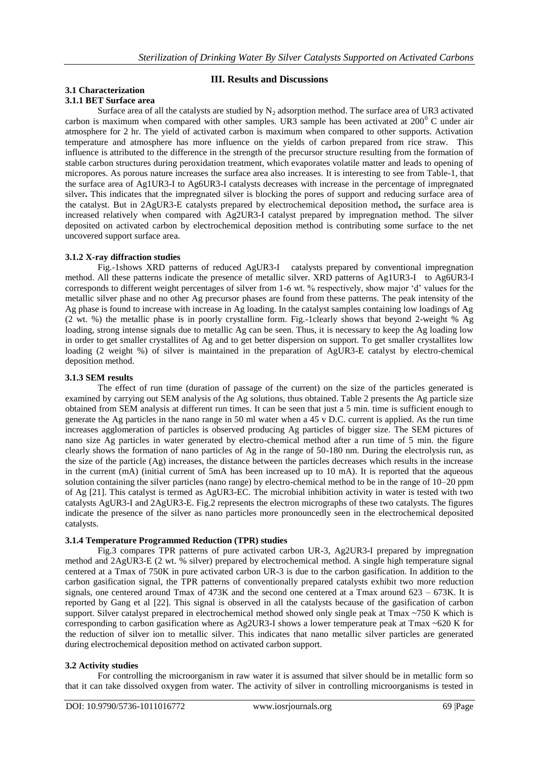## III. Results and Discussions

### 3.1 Characterization

#### 3.1.1 BET Surface area

Surface area of all the catalysts are studied by $N_2$ adsorption method. The surface area of UR3 activated carbon is maximum when compared with other samples. UR3 sample has been activated at $200^0$ C under air atmosphere for 2 hr. The yield of activated carbon is maximum when compared to other supports. Activation temperature and atmosphere has more influence on the yields of carbon prepared from rice straw. This influence is attributed to the difference in the strength of the precursor structure resulting from the formation of stable carbon structures during peroxidation treatment, which evaporates volatile matter and leads to opening of micropores. As porous nature increases the surface area also increases. It is interesting to see from Table-1, that the surface area of Ag1UR3-I to Ag6UR3-I catalysts decreases with increase in the percentage of impregnated silver**.** This indicates that the impregnated silver is blocking the pores of support and reducing surface area of the catalyst. But in 2AgUR3-E catalysts prepared by electrochemical deposition method**,** the surface area is increased relatively when compared with Ag2UR3-I catalyst prepared by impregnation method. The silver deposited on activated carbon by electrochemical deposition method is contributing some surface to the net uncovered support surface area.

#### 3.1.2 X-ray diffraction studies

Fig.-1shows XRD patterns of reduced AgUR3-I catalysts prepared by conventional impregnation method. All these patterns indicate the presence of metallic silver. XRD patterns of Ag1UR3-I to Ag6UR3-I corresponds to different weight percentages of silver from 1-6 wt. % respectively, show major 'd' values for the metallic silver phase and no other Ag precursor phases are found from these patterns. The peak intensity of the Ag phase is found to increase with increase in Ag loading. In the catalyst samples containing low loadings of Ag (2 wt. %) the metallic phase is in poorly crystalline form. Fig.-1clearly shows that beyond 2-weight % Ag loading, strong intense signals due to metallic Ag can be seen. Thus, it is necessary to keep the Ag loading low in order to get smaller crystallites of Ag and to get better dispersion on support. To get smaller crystallites low loading (2 weight %) of silver is maintained in the preparation of AgUR3-E catalyst by electro-chemical deposition method.

#### 3.1.3 SEM results

The effect of run time (duration of passage of the current) on the size of the particles generated is examined by carrying out SEM analysis of the Ag solutions, thus obtained. Table 2 presents the Ag particle size obtained from SEM analysis at different run times. It can be seen that just a 5 min. time is sufficient enough to generate the Ag particles in the nano range in 50 ml water when a 45 v D.C. current is applied. As the run time increases agglomeration of particles is observed producing Ag particles of bigger size. The SEM pictures of nano size Ag particles in water generated by electro-chemical method after a run time of 5 min. the figure clearly shows the formation of nano particles of Ag in the range of 50-180 nm. During the electrolysis run, as the size of the particle (Ag) increases, the distance between the particles decreases which results in the increase in the current (mA) (initial current of 5mA has been increased up to 10 mA). It is reported that the aqueous solution containing the silver particles (nano range) by electro-chemical method to be in the range of 10–20 ppm of Ag [21]. This catalyst is termed as AgUR3-EC. The microbial inhibition activity in water is tested with two catalysts AgUR3-I and 2AgUR3-E. Fig.2 represents the electron micrographs of these two catalysts. The figures indicate the presence of the silver as nano particles more pronouncedly seen in the electrochemical deposited catalysts.

#### 3.1.4 Temperature Programmed Reduction (TPR) studies

Fig.3 compares TPR patterns of pure activated carbon UR-3, Ag2UR3-I prepared by impregnation method and 2AgUR3-E (2 wt. % silver) prepared by electrochemical method. A single high temperature signal centered at a Tmax of 750K in pure activated carbon UR-3 is due to the carbon gasification. In addition to the carbon gasification signal, the TPR patterns of conventionally prepared catalysts exhibit two more reduction signals, one centered around Tmax of 473K and the second one centered at a Tmax around 623 – 673K. It is reported by Gang et al [22]. This signal is observed in all the catalysts because of the gasification of carbon support. Silver catalyst prepared in electrochemical method showed only single peak at Tmax ~750 K which is corresponding to carbon gasification where as Ag2UR3-I shows a lower temperature peak at Tmax ~620 K for the reduction of silver ion to metallic silver. This indicates that nano metallic silver particles are generated during electrochemical deposition method on activated carbon support.

### 3.2 Activity studies

For controlling the microorganism in raw water it is assumed that silver should be in metallic form so that it can take dissolved oxygen from water. The activity of silver in controlling microorganisms is tested in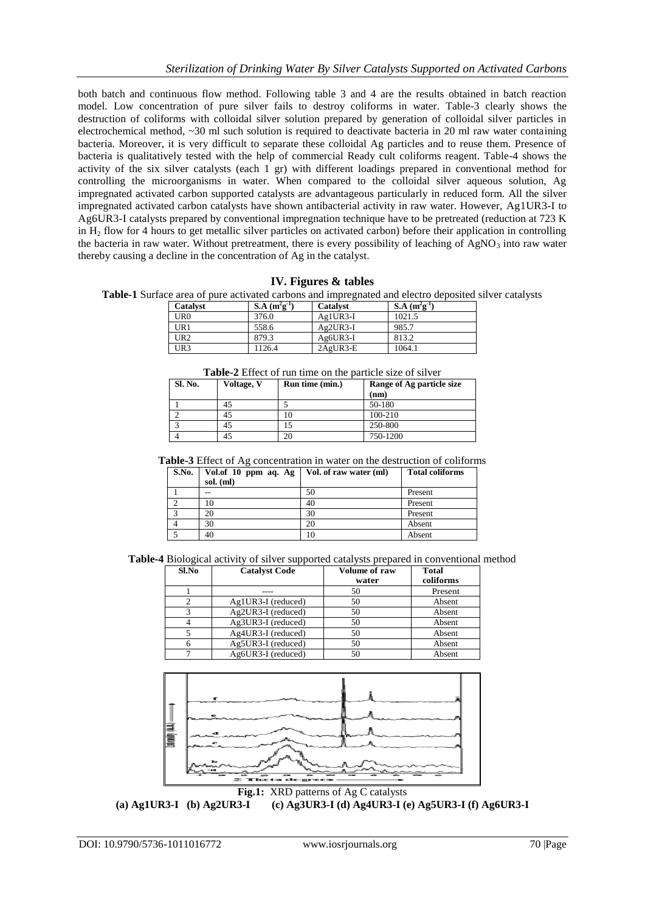both batch and continuous flow method. Following table 3 and 4 are the results obtained in batch reaction model. Low concentration of pure silver fails to destroy coliforms in water. Table-3 clearly shows the destruction of coliforms with colloidal silver solution prepared by generation of colloidal silver particles in electrochemical method, ~30 ml such solution is required to deactivate bacteria in 20 ml raw water containing bacteria. Moreover, it is very difficult to separate these colloidal Ag particles and to reuse them. Presence of bacteria is qualitatively tested with the help of commercial Ready cult coliforms reagent. Table-4 shows the activity of the six silver catalysts (each 1 gr) with different loadings prepared in conventional method for controlling the microorganisms in water. When compared to the colloidal silver aqueous solution, Ag impregnated activated carbon supported catalysts are advantageous particularly in reduced form. All the silver impregnated activated carbon catalysts have shown antibacterial activity in raw water. However, Ag1UR3-I to Ag6UR3-I catalysts prepared by conventional impregnation technique have to be pretreated (reduction at 723 K in $H_2$ flow for 4 hours to get metallic silver particles on activated carbon) before their application in controlling the bacteria in raw water. Without pretreatment, there is every possibility of leaching of $AgNO_3$ into raw water thereby causing a decline in the concentration of Ag in the catalyst.

## IV. Figures & tables

**Table-1** Surface area of pure activated carbons and impregnated and electro deposited silver catalysts

| Catalyst | S.A ($m^2g^{-1}$) | Catalyst | S.A ($m^2g^{-1}$) |
|---|---|---|---|
| UR0 | 376.0 | Ag1UR3-I | 1021.5 |
| UR1 | 558.6 | Ag2UR3-I | 985.7 |
| UR2 | 879.3 | Ag6UR3-I | 813.2 |
| UR3 | 1126.4 | 2AgUR3-E | 1064.1 |

**Table-2** Effect of run time on the particle size of silver

| Sl. No. | Voltage, V | Run time (min.) | Range of Ag particle size (nm) |
|---|---|---|---|
| 1 | 45 | 5 | 50-180 |
| 2 | 45 | 10 | 100-210 |
| 3 | 45 | 15 | 250-800 |
| 4 | 45 | 20 | 750-1200 |

**Table-3** Effect of Ag concentration in water on the destruction of coliforms

| S.No. | Vol.of 10 ppm aq. Ag sol. (ml) | Vol. of raw water (ml) | Total coliforms |
|---|---|---|---|
| 1 | -- | 50 | Present |
| 2 | 10 | 40 | Present |
| 3 | 20 | 30 | Present |
| 4 | 30 | 20 | Absent |
| 5 | 40 | 10 | Absent |

**Table-4** Biological activity of silver supported catalysts prepared in conventional method

| Sl.No | Catalyst Code | Volume of raw water | Total coliforms |
|---|---|---|---|
| 1 | ---- | 50 | Present |
| 2 | Ag1UR3-I (reduced) | 50 | Absent |
| 3 | Ag2UR3-I (reduced) | 50 | Absent |
| 4 | Ag3UR3-I (reduced) | 50 | Absent |
| 5 | Ag4UR3-I (reduced) | 50 | Absent |
| 6 | Ag5UR3-I (reduced) | 50 | Absent |
| 7 | Ag6UR3-I (reduced) | 50 | Absent |

**Fig.1:** XRD patterns of Ag C catalysts
**(a) Ag1UR3-I (b) Ag2UR3-I (c) Ag3UR3-I (d) Ag4UR3-I (e) Ag5UR3-I (f) Ag6UR3-I**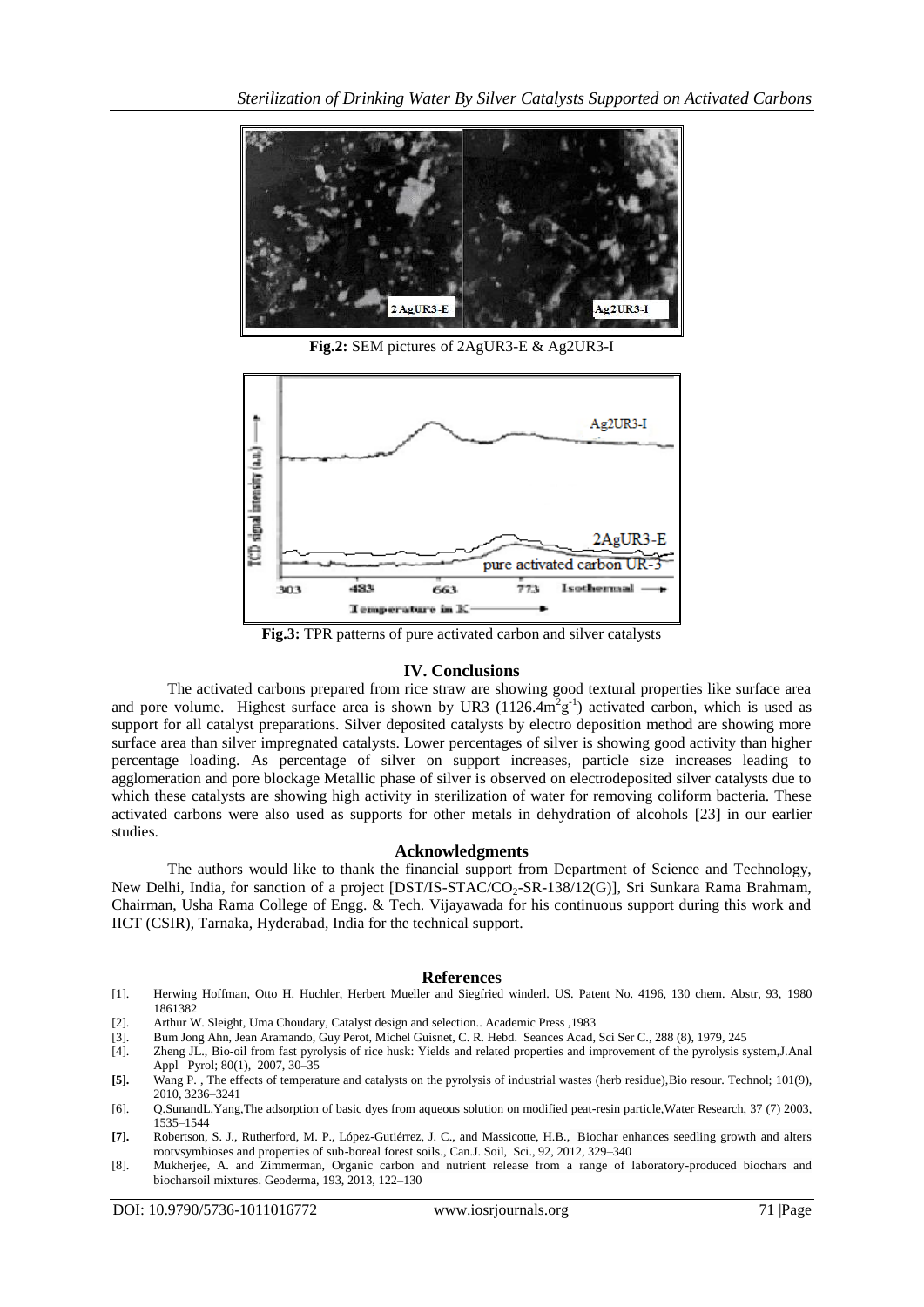**Fig.2:** SEM pictures of 2AgUR3-E & Ag2UR3-I

**Fig.3:** TPR patterns of pure activated carbon and silver catalysts

## IV. Conclusions

The activated carbons prepared from rice straw are showing good textural properties like surface area and pore volume. Highest surface area is shown by UR3 ($1126.4 m^2 g^{-1}$) activated carbon, which is used as support for all catalyst preparations. Silver deposited catalysts by electro deposition method are showing more surface area than silver impregnated catalysts. Lower percentages of silver is showing good activity than higher percentage loading. As percentage of silver on support increases, particle size increases leading to agglomeration and pore blockage Metallic phase of silver is observed on electrodeposited silver catalysts due to which these catalysts are showing high activity in sterilization of water for removing coliform bacteria. These activated carbons were also used as supports for other metals in dehydration of alcohols [23] in our earlier studies.

## Acknowledgments

The authors would like to thank the financial support from Department of Science and Technology, New Delhi, India, for sanction of a project [DST/IS-STAC/$CO_2$-SR-138/12(G)], Sri Sunkara Rama Brahmam, Chairman, Usha Rama College of Engg. & Tech. Vijayawada for his continuous support during this work and IICT (CSIR), Tarnaka, Hyderabad, India for the technical support.

## References

[1]. Herwing Hoffman, Otto H. Huchler, Herbert Mueller and Siegfried winderl. US. Patent No. 4196, 130 chem. Abstr, 93, 1980 1861382

[2]. Arthur W. Sleight, Uma Choudary, Catalyst design and selection.. Academic Press ,1983

[3]. Bum Jong Ahn, Jean Aramando, Guy Perot, Michel Guisnet, C. R. Hebd. Seances Acad, Sci Ser C., 288 (8), 1979, 245

[4]. Zheng JL., Bio-oil from fast pyrolysis of rice husk: Yields and related properties and improvement of the pyrolysis system,J.Anal Appl Pyrol; 80(1), 2007, 30–35

**[5].** Wang P. , The effects of temperature and catalysts on the pyrolysis of industrial wastes (herb residue),Bio resour. Technol; 101(9), 2010, 3236–3241

[6]. Q.SunandL.Yang,The adsorption of basic dyes from aqueous solution on modified peat-resin particle,Water Research, 37 (7) 2003, 1535–1544

**[7].** Robertson, S. J., Rutherford, M. P., López-Gutiérrez, J. C., and Massicotte, H.B., Biochar enhances seedling growth and alters rootvsymbioses and properties of sub-boreal forest soils., Can.J. Soil, Sci., 92, 2012, 329–340

[8]. Mukherjee, A. and Zimmerman, Organic carbon and nutrient release from a range of laboratory-produced biochars and biocharsoil mixtures. Geoderma, 193, 2013, 122–130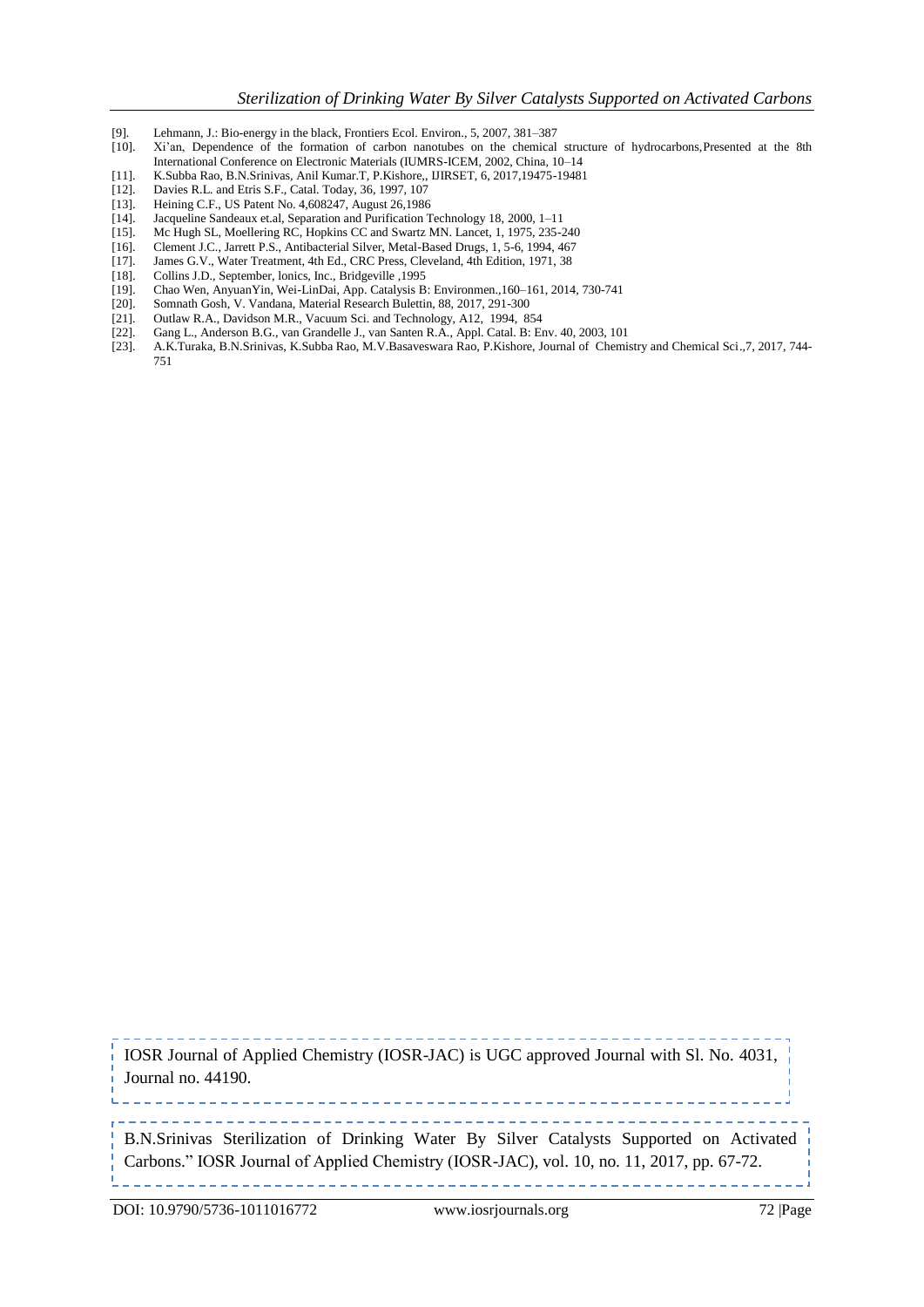[9]. Lehmann, J.: Bio-energy in the black, Frontiers Ecol. Environ., 5, 2007, 381–387

[10]. Xi'an, Dependence of the formation of carbon nanotubes on the chemical structure of hydrocarbons,Presented at the 8th International Conference on Electronic Materials (IUMRS-ICEM, 2002, China, 10–14

[11]. K.Subba Rao, B.N.Srinivas, Anil Kumar.T, P.Kishore,, IJIRSET, 6, 2017,19475-19481

[12]. Davies R.L. and Etris S.F., Catal. Today, 36, 1997, 107

[13]. Heining C.F., US Patent No. 4,608247, August 26,1986

[14]. Jacqueline Sandeaux et.al, Separation and Purification Technology 18, 2000, 1–11

[15]. Mc Hugh SL, Moellering RC, Hopkins CC and Swartz MN. Lancet, 1, 1975, 235-240

[16]. Clement J.C., Jarrett P.S., Antibacterial Silver, Metal-Based Drugs, 1, 5-6, 1994, 467

[17]. James G.V., Water Treatment, 4th Ed., CRC Press, Cleveland, 4th Edition, 1971, 38

[18]. Collins J.D., September, lonics, Inc., Bridgeville ,1995

[19]. Chao Wen, AnyuanYin, Wei-LinDai, App. Catalysis B: Environmen.,160–161, 2014, 730-741

[20]. Somnath Gosh, V. Vandana, Material Research Bulettin, 88, 2017, 291-300

[21]. Outlaw R.A., Davidson M.R., Vacuum Sci. and Technology, A12, 1994, 854

[22]. Gang L., Anderson B.G., van Grandelle J., van Santen R.A., Appl. Catal. B: Env. 40, 2003, 101

[23]. A.K.Turaka, B.N.Srinivas, K.Subba Rao, M.V.Basaveswara Rao, P.Kishore, Journal of Chemistry and Chemical Sci.,7, 2017, 744-751

IOSR Journal of Applied Chemistry (IOSR-JAC) is UGC approved Journal with Sl. No. 4031, Journal no. 44190.

B.N.Srinivas Sterilization of Drinking Water By Silver Catalysts Supported on Activated Carbons." IOSR Journal of Applied Chemistry (IOSR-JAC), vol. 10, no. 11, 2017, pp. 67-72.